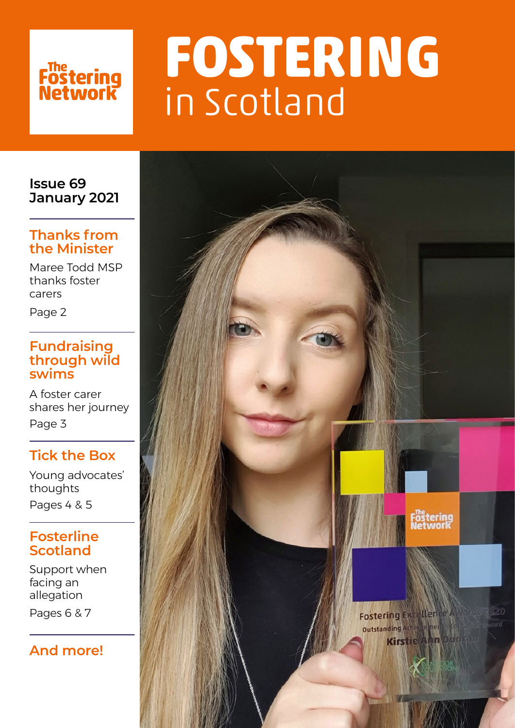The Fostering Network

# FOSTERING in Scotland

Issue 69
January 2021

## Thanks from the Minister

Maree Todd MSP thanks foster carers

Page 2

## Fundraising through wild swims

A foster carer shares her journey

Page 3

## Tick the Box

Young advocates' thoughts

Pages 4 & 5

## Fosterline Scotland

Support when facing an allegation

Pages 6 & 7

## And more!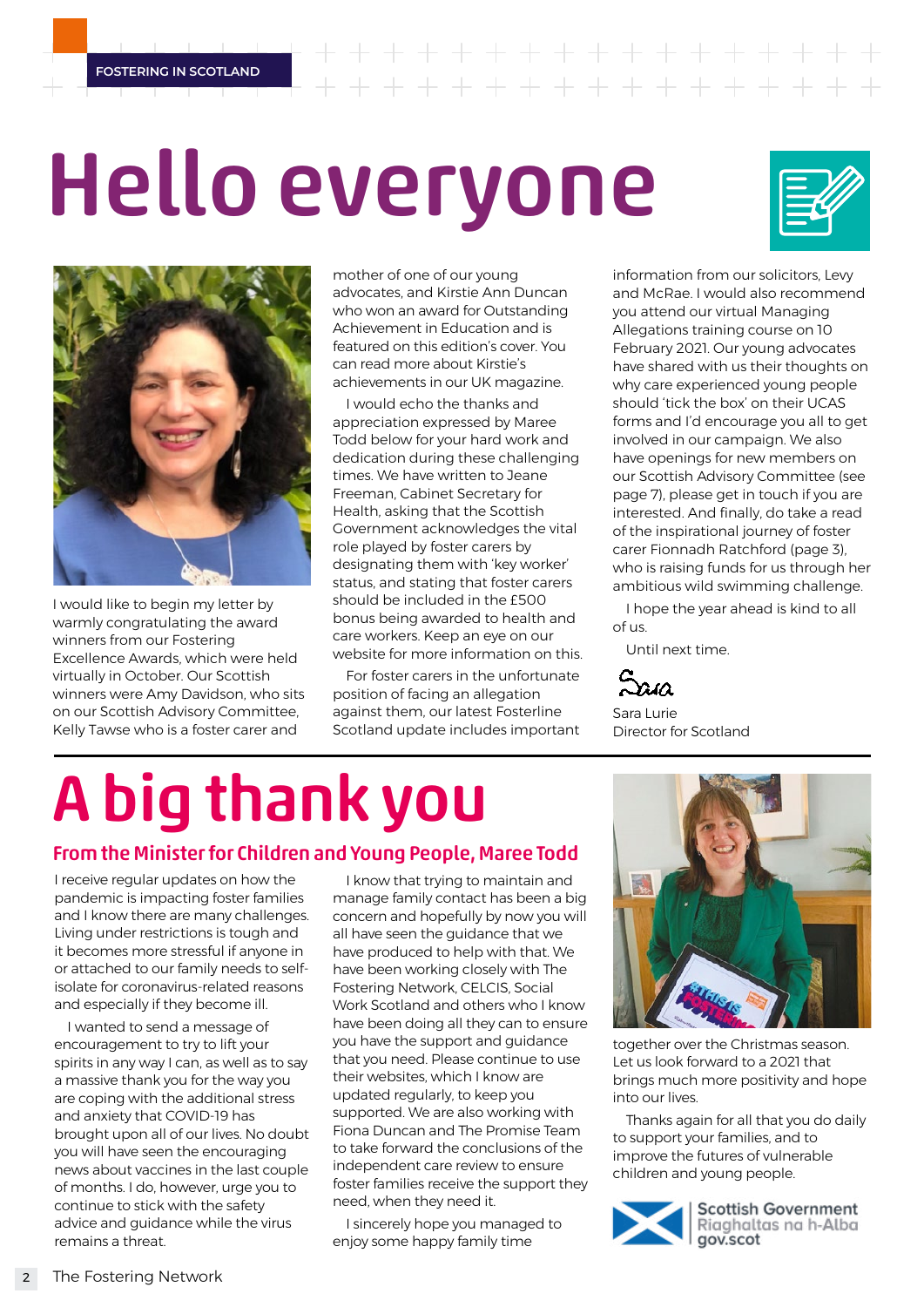# Hello everyone

I would like to begin my letter by warmly congratulating the award winners from our Fostering Excellence Awards, which were held virtually in October. Our Scottish winners were Amy Davidson, who sits on our Scottish Advisory Committee, Kelly Tawse who is a foster carer and mother of one of our young advocates, and Kirstie Ann Duncan who won an award for Outstanding Achievement in Education and is featured on this edition's cover. You can read more about Kirstie's achievements in our UK magazine.

I would echo the thanks and appreciation expressed by Maree Todd below for your hard work and dedication during these challenging times. We have written to Jeane Freeman, Cabinet Secretary for Health, asking that the Scottish Government acknowledges the vital role played by foster carers by designating them with 'key worker' status, and stating that foster carers should be included in the £500 bonus being awarded to health and care workers. Keep an eye on our website for more information on this.

For foster carers in the unfortunate position of facing an allegation against them, our latest Fosterline Scotland update includes important information from our solicitors, Levy and McRae. I would also recommend you attend our virtual Managing Allegations training course on 10 February 2021. Our young advocates have shared with us their thoughts on why care experienced young people should 'tick the box' on their UCAS forms and I'd encourage you all to get involved in our campaign. We also have openings for new members on our Scottish Advisory Committee (see page 7), please get in touch if you are interested. And finally, do take a read of the inspirational journey of foster carer Fionnadh Ratchford (page 3), who is raising funds for us through her ambitious wild swimming challenge.

I hope the year ahead is kind to all of us.

Until next time.

Sara

Sara Lurie
Director for Scotland

# A big thank you

## From the Minister for Children and Young People, Maree Todd

I receive regular updates on how the pandemic is impacting foster families and I know there are many challenges. Living under restrictions is tough and it becomes more stressful if anyone in or attached to our family needs to self-isolate for coronavirus-related reasons and especially if they become ill.

I wanted to send a message of encouragement to try to lift your spirits in any way I can, as well as to say a massive thank you for the way you are coping with the additional stress and anxiety that COVID-19 has brought upon all of our lives. No doubt you will have seen the encouraging news about vaccines in the last couple of months. I do, however, urge you to continue to stick with the safety advice and guidance while the virus remains a threat.

I know that trying to maintain and manage family contact has been a big concern and hopefully by now you will all have seen the guidance that we have produced to help with that. We have been working closely with The Fostering Network, CELCIS, Social Work Scotland and others who I know have been doing all they can to ensure you have the support and guidance that you need. Please continue to use their websites, which I know are updated regularly, to keep you supported. We are also working with Fiona Duncan and The Promise Team to take forward the conclusions of the independent care review to ensure foster families receive the support they need, when they need it.

I sincerely hope you managed to enjoy some happy family time together over the Christmas season. Let us look forward to a 2021 that brings much more positivity and hope into our lives.

Thanks again for all that you do daily to support your families, and to improve the futures of vulnerable children and young people.

Scottish Government
Riaghaltas na h-Alba
gov.scot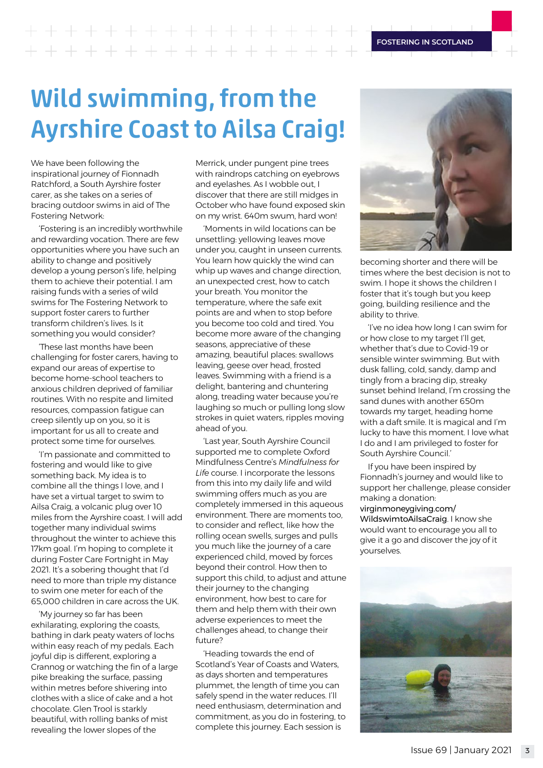# Wild swimming, from the Ayrshire Coast to Ailsa Craig!

We have been following the inspirational journey of Fionnadh Ratchford, a South Ayrshire foster carer, as she takes on a series of bracing outdoor swims in aid of The Fostering Network:

'Fostering is an incredibly worthwhile and rewarding vocation. There are few opportunities where you have such an ability to change and positively develop a young person's life, helping them to achieve their potential. I am raising funds with a series of wild swims for The Fostering Network to support foster carers to further transform children's lives. Is it something you would consider?

'These last months have been challenging for foster carers, having to expand our areas of expertise to become home-school teachers to anxious children deprived of familiar routines. With no respite and limited resources, compassion fatigue can creep silently up on you, so it is important for us all to create and protect some time for ourselves.

'I'm passionate and committed to fostering and would like to give something back. My idea is to combine all the things I love, and I have set a virtual target to swim to Ailsa Craig, a volcanic plug over 10 miles from the Ayrshire coast. I will add together many individual swims throughout the winter to achieve this 17km goal. I'm hoping to complete it during Foster Care Fortnight in May 2021. It's a sobering thought that I'd need to more than triple my distance to swim one meter for each of the 65,000 children in care across the UK.

'My journey so far has been exhilarating, exploring the coasts, bathing in dark peaty waters of lochs within easy reach of my pedals. Each joyful dip is different, exploring a Crannog or watching the fin of a large pike breaking the surface, passing within metres before shivering into clothes with a slice of cake and a hot chocolate. Glen Trool is starkly beautiful, with rolling banks of mist revealing the lower slopes of the Merrick, under pungent pine trees with raindrops catching on eyebrows and eyelashes. As I wobble out, I discover that there are still midges in October who have found exposed skin on my wrist. 640m swum, hard won!

'Moments in wild locations can be unsettling: yellowing leaves move under you, caught in unseen currents. You learn how quickly the wind can whip up waves and change direction, an unexpected crest, how to catch your breath. You monitor the temperature, where the safe exit points are and when to stop before you become too cold and tired. You become more aware of the changing seasons, appreciative of these amazing, beautiful places: swallows leaving, geese over head, frosted leaves. Swimming with a friend is a delight, bantering and chuntering along, treading water because you're laughing so much or pulling long slow strokes in quiet waters, ripples moving ahead of you.

'Last year, South Ayrshire Council supported me to complete Oxford Mindfulness Centre's *Mindfulness for Life* course. I incorporate the lessons from this into my daily life and wild swimming offers much as you are completely immersed in this aqueous environment. There are moments too, to consider and reflect, like how the rolling ocean swells, surges and pulls you much like the journey of a care experienced child, moved by forces beyond their control. How then to support this child, to adjust and attune their journey to the changing environment, how best to care for them and help them with their own adverse experiences to meet the challenges ahead, to change their future?

'Heading towards the end of Scotland's Year of Coasts and Waters, as days shorten and temperatures plummet, the length of time you can safely spend in the water reduces. I'll need enthusiasm, determination and commitment, as you do in fostering, to complete this journey. Each session is becoming shorter and there will be times where the best decision is not to swim. I hope it shows the children I foster that it's tough but you keep going, building resilience and the ability to thrive.

'I've no idea how long I can swim for or how close to my target I'll get, whether that's due to Covid-19 or sensible winter swimming. But with dusk falling, cold, sandy, damp and tingly from a bracing dip, streaky sunset behind Ireland, I'm crossing the sand dunes with another 650m towards my target, heading home with a daft smile. It is magical and I'm lucky to have this moment. I love what I do and I am privileged to foster for South Ayrshire Council.'

If you have been inspired by Fionnadh's journey and would like to support her challenge, please consider making a donation: **virginmoneygiving.com/WildswimtoAilsaCraig**. I know she would want to encourage you all to give it a go and discover the joy of it yourselves.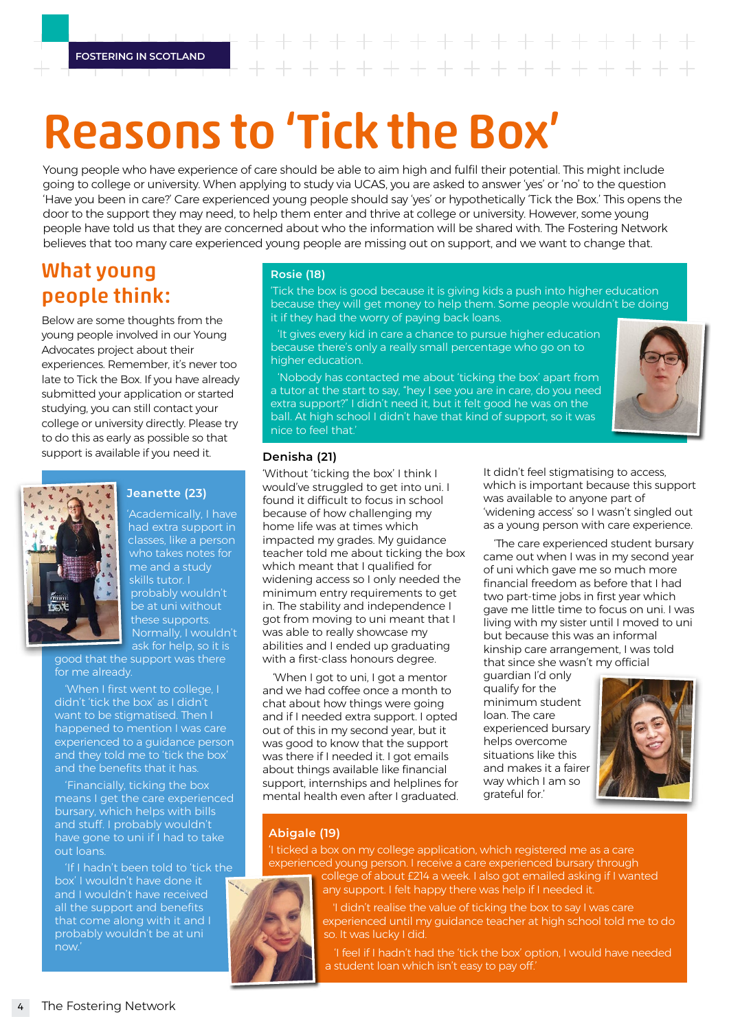# Reasons to 'Tick the Box'

Young people who have experience of care should be able to aim high and fulfil their potential. This might include going to college or university. When applying to study via UCAS, you are asked to answer 'yes' or 'no' to the question 'Have you been in care?' Care experienced young people should say 'yes' or hypothetically 'Tick the Box.' This opens the door to the support they may need, to help them enter and thrive at college or university. However, some young people have told us that they are concerned about who the information will be shared with. The Fostering Network believes that too many care experienced young people are missing out on support, and we want to change that.

## What young people think:

Below are some thoughts from the young people involved in our Young Advocates project about their experiences. Remember, it's never too late to Tick the Box. If you have already submitted your application or started studying, you can still contact your college or university directly. Please try to do this as early as possible so that support is available if you need it.

### Jeanette (23)

'Academically, I have had extra support in classes, like a person who takes notes for me and a study skills tutor. I probably wouldn't be at uni without these supports. Normally, I wouldn't ask for help, so it is good that the support was there for me already.

'When I first went to college, I didn't 'tick the box' as I didn't want to be stigmatised. Then I happened to mention I was care experienced to a guidance person and they told me to 'tick the box' and the benefits that it has.

'Financially, ticking the box means I get the care experienced bursary, which helps with bills and stuff. I probably wouldn't have gone to uni if I had to take out loans.

'If I hadn't been told to 'tick the box' I wouldn't have done it and I wouldn't have received all the support and benefits that come along with it and I probably wouldn't be at uni now.'

### Rosie (18)

'Tick the box is good because it is giving kids a push into higher education because they will get money to help them. Some people wouldn't be doing it if they had the worry of paying back loans.

'It gives every kid in care a chance to pursue higher education because there's only a really small percentage who go on to higher education.

'Nobody has contacted me about 'ticking the box' apart from a tutor at the start to say, "hey I see you are in care, do you need extra support?" I didn't need it, but it felt good he was on the ball. At high school I didn't have that kind of support, so it was nice to feel that.'

### Denisha (21)

'Without 'ticking the box' I think I would've struggled to get into uni. I found it difficult to focus in school because of how challenging my home life was at times which impacted my grades. My guidance teacher told me about ticking the box which meant that I qualified for widening access so I only needed the minimum entry requirements to get in. The stability and independence I got from moving to uni meant that I was able to really showcase my abilities and I ended up graduating with a first-class honours degree.

'When I got to uni, I got a mentor and we had coffee once a month to chat about how things were going and if I needed extra support. I opted out of this in my second year, but it was good to know that the support was there if I needed it. I got emails about things available like financial support, internships and helplines for mental health even after I graduated.

It didn't feel stigmatising to access, which is important because this support was available to anyone part of 'widening access' so I wasn't singled out as a young person with care experience.

'The care experienced student bursary came out when I was in my second year of uni which gave me so much more financial freedom as before that I had two part-time jobs in first year which gave me little time to focus on uni. I was living with my sister until I moved to uni but because this was an informal kinship care arrangement, I was told that since she wasn't my official guardian I'd only qualify for the minimum student loan. The care experienced bursary helps overcome situations like this and makes it a fairer way which I am so grateful for.'

### Abigale (19)

'I ticked a box on my college application, which registered me as a care experienced young person. I receive a care experienced bursary through college of about £214 a week. I also got emailed asking if I wanted any support. I felt happy there was help if I needed it.

'I didn't realise the value of ticking the box to say I was care experienced until my guidance teacher at high school told me to do so. It was lucky I did.

'I feel if I hadn't had the 'tick the box' option, I would have needed a student loan which isn't easy to pay off.'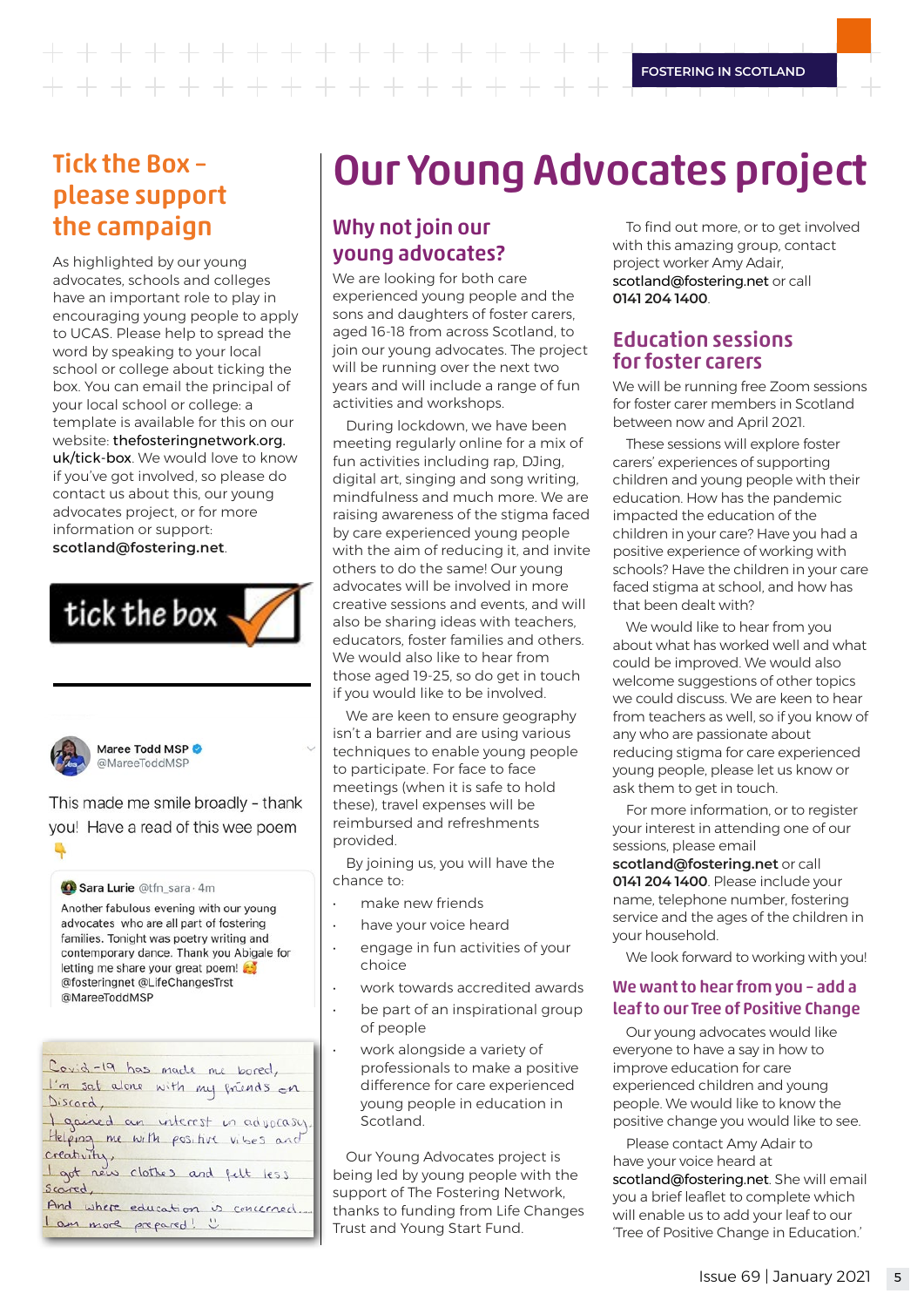# Our Young Advocates project

## Tick the Box – please support the campaign

As highlighted by our young advocates, schools and colleges have an important role to play in encouraging young people to apply to UCAS. Please help to spread the word by speaking to your local school or college about ticking the box. You can email the principal of your local school or college: a template is available for this on our website: **thefosteringnetwork.org.uk/tick-box**. We would love to know if you've got involved, so please do contact us about this, our young advocates project, or for more information or support: **scotland@fostering.net**.

tick the box

Maree Todd MSP @MareeToddMSP

This made me smile broadly - thank you! Have a read of this wee poem 👇

Sara Lurie @tfn_sara · 4m

Another fabulous evening with our young advocates who are all part of fostering families. Tonight was poetry writing and contemporary dance. Thank you Abigale for letting me share your great poem! 🥳 @fosteringnet @LifeChangesTrst @MareeToddMSP

Covid-19 has made me bored,
I'm sat alone with my friends on Discord,
I gained an interest in advocacy,
Helping me with positive vibes and creativity,
I got new clothes and felt less scared,
And where education is concerned,
I am more prepared! :)

## Why not join our young advocates?

We are looking for both care experienced young people and the sons and daughters of foster carers, aged 16-18 from across Scotland, to join our young advocates. The project will be running over the next two years and will include a range of fun activities and workshops.

During lockdown, we have been meeting regularly online for a mix of fun activities including rap, DJing, digital art, singing and song writing, mindfulness and much more. We are raising awareness of the stigma faced by care experienced young people with the aim of reducing it, and invite others to do the same! Our young advocates will be involved in more creative sessions and events, and will also be sharing ideas with teachers, educators, foster families and others. We would also like to hear from those aged 19-25, so do get in touch if you would like to be involved.

We are keen to ensure geography isn't a barrier and are using various techniques to enable young people to participate. For face to face meetings (when it is safe to hold these), travel expenses will be reimbursed and refreshments provided.

By joining us, you will have the chance to:

- make new friends
- have your voice heard
- engage in fun activities of your choice
- work towards accredited awards
- be part of an inspirational group of people
- work alongside a variety of professionals to make a positive difference for care experienced young people in education in Scotland.

Our Young Advocates project is being led by young people with the support of The Fostering Network, thanks to funding from Life Changes Trust and Young Start Fund.

To find out more, or to get involved with this amazing group, contact project worker Amy Adair, **scotland@fostering.net** or call **0141 204 1400**.

## Education sessions for foster carers

We will be running free Zoom sessions for foster carer members in Scotland between now and April 2021.

These sessions will explore foster carers' experiences of supporting children and young people with their education. How has the pandemic impacted the education of the children in your care? Have you had a positive experience of working with schools? Have the children in your care faced stigma at school, and how has that been dealt with?

We would like to hear from you about what has worked well and what could be improved. We would also welcome suggestions of other topics we could discuss. We are keen to hear from teachers as well, so if you know of any who are passionate about reducing stigma for care experienced young people, please let us know or ask them to get in touch.

For more information, or to register your interest in attending one of our sessions, please email **scotland@fostering.net** or call **0141 204 1400**. Please include your name, telephone number, fostering service and the ages of the children in your household.

We look forward to working with you!

## We want to hear from you – add a leaf to our Tree of Positive Change

Our young advocates would like everyone to have a say in how to improve education for care experienced children and young people. We would like to know the positive change you would like to see.

Please contact Amy Adair to have your voice heard at **scotland@fostering.net**. She will email you a brief leaflet to complete which will enable us to add your leaf to our 'Tree of Positive Change in Education.'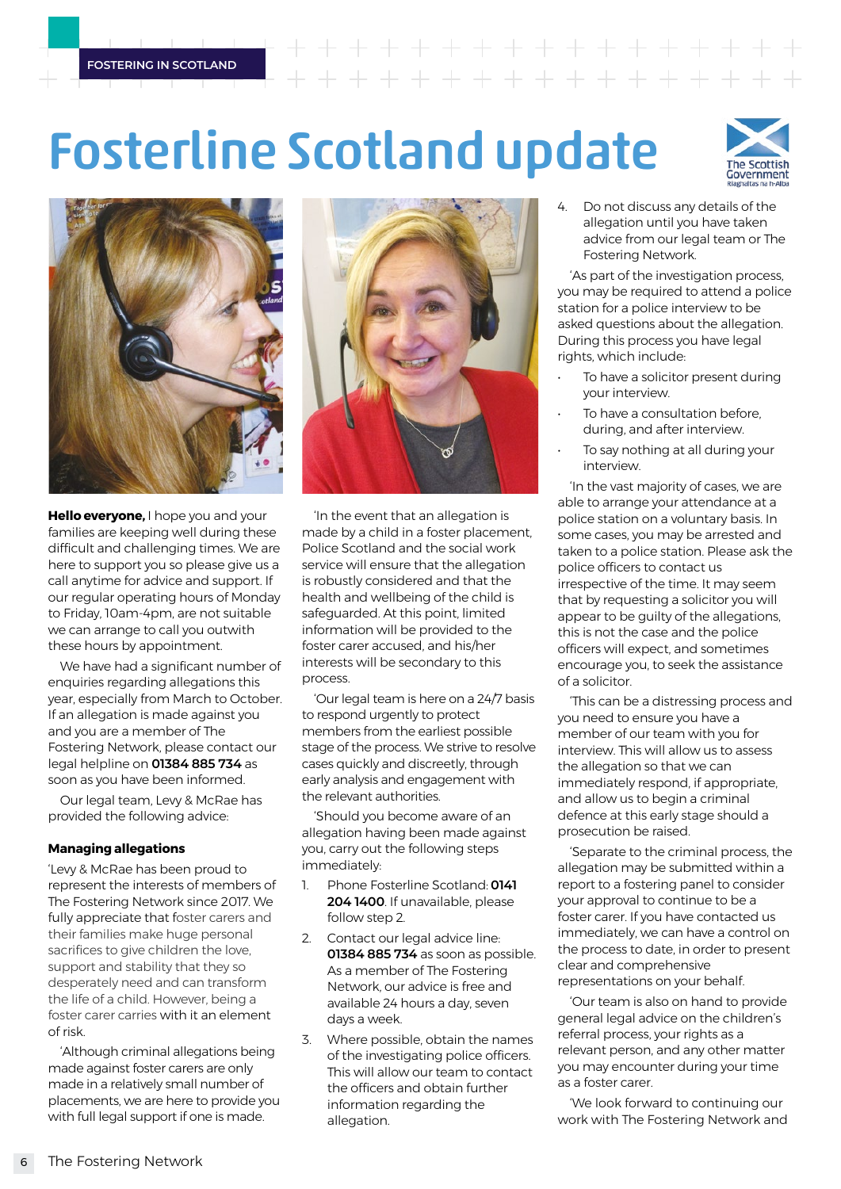# Fosterline Scotland update

**Hello everyone,** I hope you and your families are keeping well during these difficult and challenging times. We are here to support you so please give us a call anytime for advice and support. If our regular operating hours of Monday to Friday, 10am-4pm, are not suitable we can arrange to call you outwith these hours by appointment.

We have had a significant number of enquiries regarding allegations this year, especially from March to October. If an allegation is made against you and you are a member of The Fostering Network, please contact our legal helpline on **01384 885 734** as soon as you have been informed.

Our legal team, Levy & McRae has provided the following advice:

### Managing allegations

'Levy & McRae has been proud to represent the interests of members of The Fostering Network since 2017. We fully appreciate that foster carers and their families make huge personal sacrifices to give children the love, support and stability that they so desperately need and can transform the life of a child. However, being a foster carer carries with it an element of risk.

'Although criminal allegations being made against foster carers are only made in a relatively small number of placements, we are here to provide you with full legal support if one is made.

'In the event that an allegation is made by a child in a foster placement, Police Scotland and the social work service will ensure that the allegation is robustly considered and that the health and wellbeing of the child is safeguarded. At this point, limited information will be provided to the foster carer accused, and his/her interests will be secondary to this process.

'Our legal team is here on a 24/7 basis to respond urgently to protect members from the earliest possible stage of the process. We strive to resolve cases quickly and discreetly, through early analysis and engagement with the relevant authorities.

'Should you become aware of an allegation having been made against you, carry out the following steps immediately:

1. Phone Fosterline Scotland: **0141 204 1400**. If unavailable, please follow step 2.
2. Contact our legal advice line: **01384 885 734** as soon as possible. As a member of The Fostering Network, our advice is free and available 24 hours a day, seven days a week.
3. Where possible, obtain the names of the investigating police officers. This will allow our team to contact the officers and obtain further information regarding the allegation.
4. Do not discuss any details of the allegation until you have taken advice from our legal team or The Fostering Network.

'As part of the investigation process, you may be required to attend a police station for a police interview to be asked questions about the allegation. During this process you have legal rights, which include:

- To have a solicitor present during your interview.
- To have a consultation before, during, and after interview.
- To say nothing at all during your interview.

'In the vast majority of cases, we are able to arrange your attendance at a police station on a voluntary basis. In some cases, you may be arrested and taken to a police station. Please ask the police officers to contact us irrespective of the time. It may seem that by requesting a solicitor you will appear to be guilty of the allegations, this is not the case and the police officers will expect, and sometimes encourage you, to seek the assistance of a solicitor.

'This can be a distressing process and you need to ensure you have a member of our team with you for interview. This will allow us to assess the allegation so that we can immediately respond, if appropriate, and allow us to begin a criminal defence at this early stage should a prosecution be raised.

'Separate to the criminal process, the allegation may be submitted within a report to a fostering panel to consider your approval to continue to be a foster carer. If you have contacted us immediately, we can have a control on the process to date, in order to present clear and comprehensive representations on your behalf.

'Our team is also on hand to provide general legal advice on the children's referral process, your rights as a relevant person, and any other matter you may encounter during your time as a foster carer.

'We look forward to continuing our work with The Fostering Network and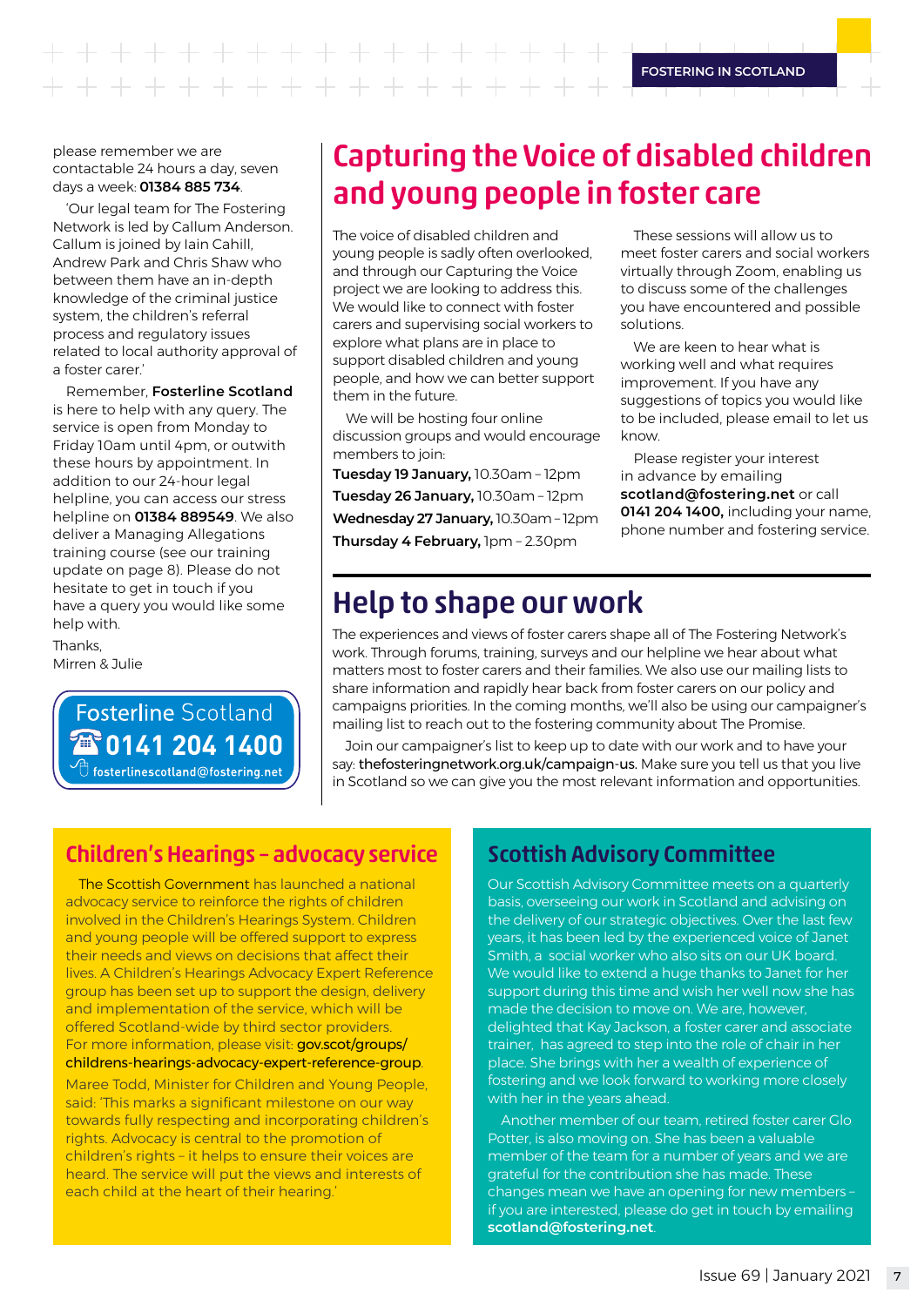please remember we are contactable 24 hours a day, seven days a week: **01384 885 734**.

'Our legal team for The Fostering Network is led by Callum Anderson. Callum is joined by Iain Cahill, Andrew Park and Chris Shaw who between them have an in-depth knowledge of the criminal justice system, the children's referral process and regulatory issues related to local authority approval of a foster carer.'

Remember, **Fosterline Scotland** is here to help with any query. The service is open from Monday to Friday 10am until 4pm, or outwith these hours by appointment. In addition to our 24-hour legal helpline, you can access our stress helpline on **01384 889549**. We also deliver a Managing Allegations training course (see our training update on page 8). Please do not hesitate to get in touch if you have a query you would like some help with.

Thanks,
Mirren & Julie

**Fosterline Scotland**
**0141 204 1400**
fosterlinescotland@fostering.net

# Capturing the Voice of disabled children and young people in foster care

The voice of disabled children and young people is sadly often overlooked, and through our Capturing the Voice project we are looking to address this. We would like to connect with foster carers and supervising social workers to explore what plans are in place to support disabled children and young people, and how we can better support them in the future.

We will be hosting four online discussion groups and would encourage members to join:

**Tuesday 19 January,** 10.30am – 12pm
**Tuesday 26 January,** 10.30am – 12pm
**Wednesday 27 January,** 10.30am – 12pm
**Thursday 4 February,** 1pm – 2.30pm

These sessions will allow us to meet foster carers and social workers virtually through Zoom, enabling us to discuss some of the challenges you have encountered and possible solutions.

We are keen to hear what is working well and what requires improvement. If you have any suggestions of topics you would like to be included, please email to let us know.

Please register your interest in advance by emailing **scotland@fostering.net** or call **0141 204 1400,** including your name, phone number and fostering service.

# Help to shape our work

The experiences and views of foster carers shape all of The Fostering Network's work. Through forums, training, surveys and our helpline we hear about what matters most to foster carers and their families. We also use our mailing lists to share information and rapidly hear back from foster carers on our policy and campaigns priorities. In the coming months, we'll also be using our campaigner's mailing list to reach out to the fostering community about The Promise.

Join our campaigner's list to keep up to date with our work and to have your say: **thefosteringnetwork.org.uk/campaign-us.** Make sure you tell us that you live in Scotland so we can give you the most relevant information and opportunities.

## Children's Hearings – advocacy service

The Scottish Government has launched a national advocacy service to reinforce the rights of children involved in the Children's Hearings System. Children and young people will be offered support to express their needs and views on decisions that affect their lives. A Children's Hearings Advocacy Expert Reference group has been set up to support the design, delivery and implementation of the service, which will be offered Scotland-wide by third sector providers. For more information, please visit: **gov.scot/groups/childrens-hearings-advocacy-expert-reference-group**.

Maree Todd, Minister for Children and Young People, said: 'This marks a significant milestone on our way towards fully respecting and incorporating children's rights. Advocacy is central to the promotion of children's rights – it helps to ensure their voices are heard. The service will put the views and interests of each child at the heart of their hearing.'

## Scottish Advisory Committee

Our Scottish Advisory Committee meets on a quarterly basis, overseeing our work in Scotland and advising on the delivery of our strategic objectives. Over the last few years, it has been led by the experienced voice of Janet Smith, a social worker who also sits on our UK board. We would like to extend a huge thanks to Janet for her support during this time and wish her well now she has made the decision to move on. We are, however, delighted that Kay Jackson, a foster carer and associate trainer, has agreed to step into the role of chair in her place. She brings with her a wealth of experience of fostering and we look forward to working more closely with her in the years ahead.

Another member of our team, retired foster carer Glo Potter, is also moving on. She has been a valuable member of the team for a number of years and we are grateful for the contribution she has made. These changes mean we have an opening for new members – if you are interested, please do get in touch by emailing **scotland@fostering.net**.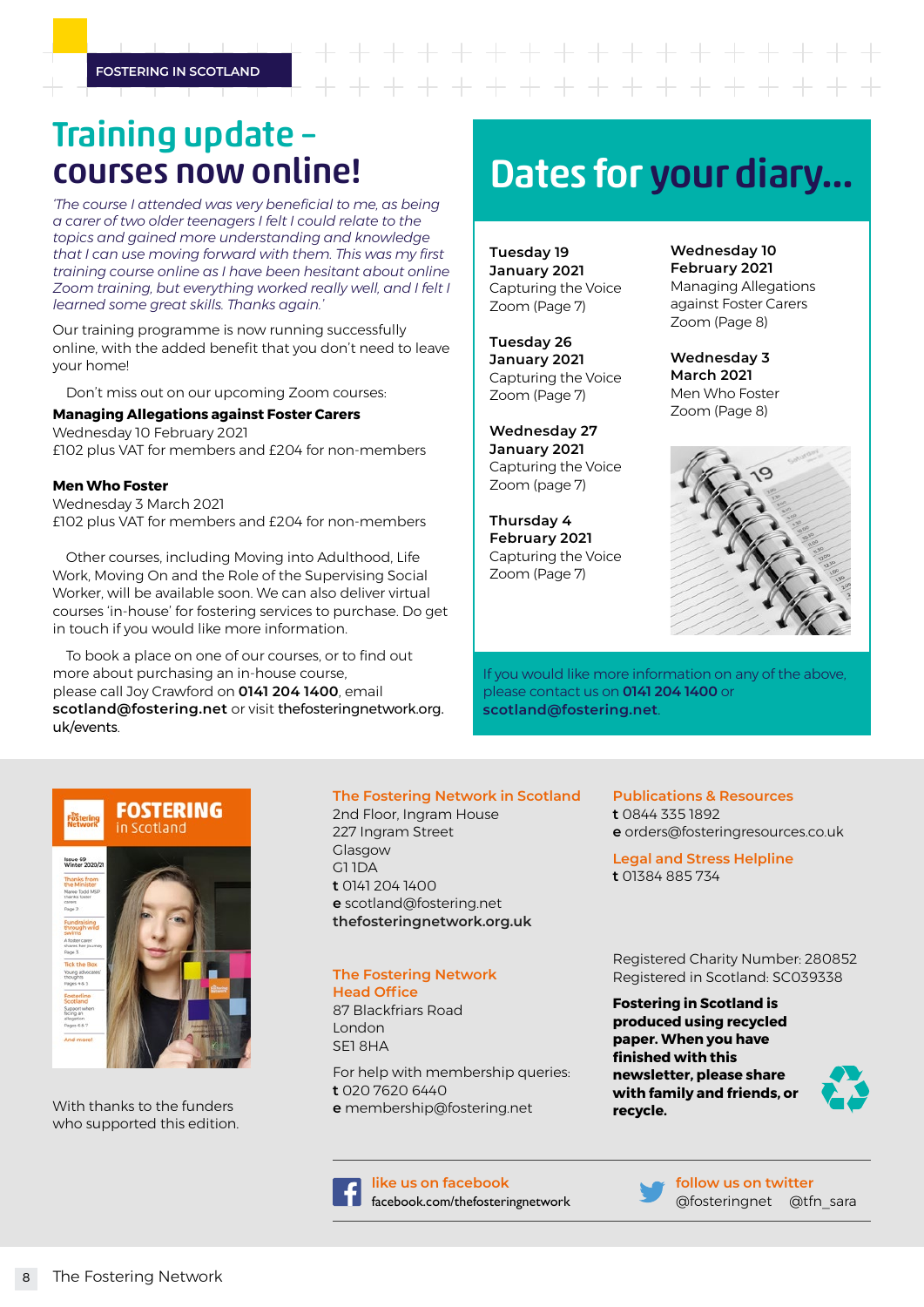# Training update – courses now online!

*'The course I attended was very beneficial to me, as being a carer of two older teenagers I felt I could relate to the topics and gained more understanding and knowledge that I can use moving forward with them. This was my first training course online as I have been hesitant about online Zoom training, but everything worked really well, and I felt I learned some great skills. Thanks again.'*

Our training programme is now running successfully online, with the added benefit that you don't need to leave your home!

Don't miss out on our upcoming Zoom courses:

**Managing Allegations against Foster Carers**
Wednesday 10 February 2021
£102 plus VAT for members and £204 for non-members

**Men Who Foster**
Wednesday 3 March 2021
£102 plus VAT for members and £204 for non-members

Other courses, including Moving into Adulthood, Life Work, Moving On and the Role of the Supervising Social Worker, will be available soon. We can also deliver virtual courses 'in-house' for fostering services to purchase. Do get in touch if you would like more information.

To book a place on one of our courses, or to find out more about purchasing an in-house course, please call Joy Crawford on **0141 204 1400**, email **scotland@fostering.net** or visit thefosteringnetwork.org.uk/events.

# Dates for your diary...

**Tuesday 19 January 2021**
Capturing the Voice
Zoom (Page 7)

**Tuesday 26 January 2021**
Capturing the Voice
Zoom (Page 7)

**Wednesday 27 January 2021**
Capturing the Voice
Zoom (page 7)

**Thursday 4 February 2021**
Capturing the Voice
Zoom (Page 7)

**Wednesday 10 February 2021**
Managing Allegations against Foster Carers
Zoom (Page 8)

**Wednesday 3 March 2021**
Men Who Foster
Zoom (Page 8)

If you would like more information on any of the above, please contact us on **0141 204 1400** or **scotland@fostering.net**.

---

With thanks to the funders who supported this edition.

**The Fostering Network in Scotland**
2nd Floor, Ingram House
227 Ingram Street
Glasgow
G1 1DA
**t** 0141 204 1400
**e** scotland@fostering.net
**thefosteringnetwork.org.uk**

**The Fostering Network Head Office**
87 Blackfriars Road
London
SE1 8HA

For help with membership queries:
**t** 020 7620 6440
**e** membership@fostering.net

**Publications & Resources**
**t** 0844 335 1892
**e** orders@fosteringresources.co.uk

**Legal and Stress Helpline**
**t** 01384 885 734

Registered Charity Number: 280852
Registered in Scotland: SC039338

**Fostering in Scotland is produced using recycled paper. When you have finished with this newsletter, please share with family and friends, or recycle.**

like us on facebook
facebook.com/thefosteringnetwork

follow us on twitter
@fosteringnet @tfn_sara